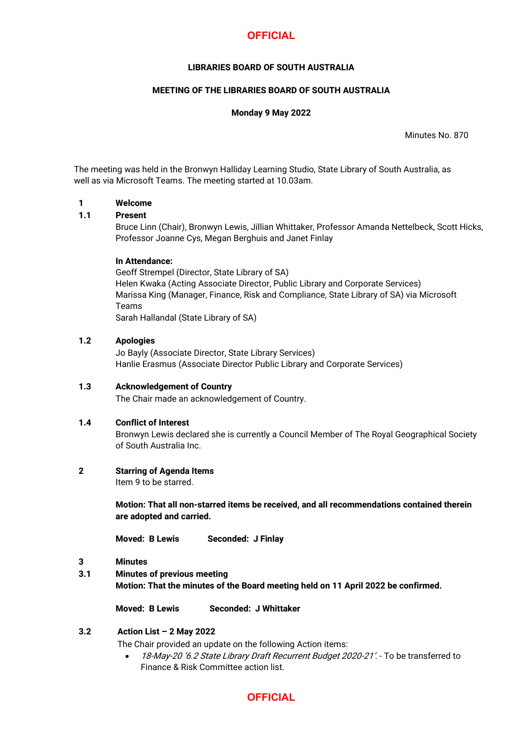**LIBRARIES BOARD OF SOUTH AUSTRALIA**

**MEETING OF THE LIBRARIES BOARD OF SOUTH AUSTRALIA**

**Monday 9 May 2022**

Minutes No. 870

The meeting was held in the Bronwyn Halliday Learning Studio, State Library of South Australia, as well as via Microsoft Teams. The meeting started at 10.03am.

**1 Welcome**

**1.1 Present**

Bruce Linn (Chair), Bronwyn Lewis, Jillian Whittaker, Professor Amanda Nettelbeck, Scott Hicks, Professor Joanne Cys, Megan Berghuis and Janet Finlay

**In Attendance:**

Geoff Strempel (Director, State Library of SA)
Helen Kwaka (Acting Associate Director, Public Library and Corporate Services)
Marissa King (Manager, Finance, Risk and Compliance, State Library of SA) via Microsoft Teams
Sarah Hallandal (State Library of SA)

**1.2 Apologies**

Jo Bayly (Associate Director, State Library Services)
Hanlie Erasmus (Associate Director Public Library and Corporate Services)

**1.3 Acknowledgement of Country**

The Chair made an acknowledgement of Country.

**1.4 Conflict of Interest**

Bronwyn Lewis declared she is currently a Council Member of The Royal Geographical Society of South Australia Inc.

**2 Starring of Agenda Items**

Item 9 to be starred.

**Motion: That all non-starred items be received, and all recommendations contained therein are adopted and carried.**

**Moved: B Lewis Seconded: J Finlay**

**3 Minutes**

**3.1 Minutes of previous meeting**

**Motion: That the minutes of the Board meeting held on 11 April 2022 be confirmed.**

**Moved: B Lewis Seconded: J Whittaker**

**3.2 Action List – 2 May 2022**

The Chair provided an update on the following Action items:

- *18-May-20 '6.2 State Library Draft Recurrent Budget 2020-21'.* - To be transferred to Finance & Risk Committee action list.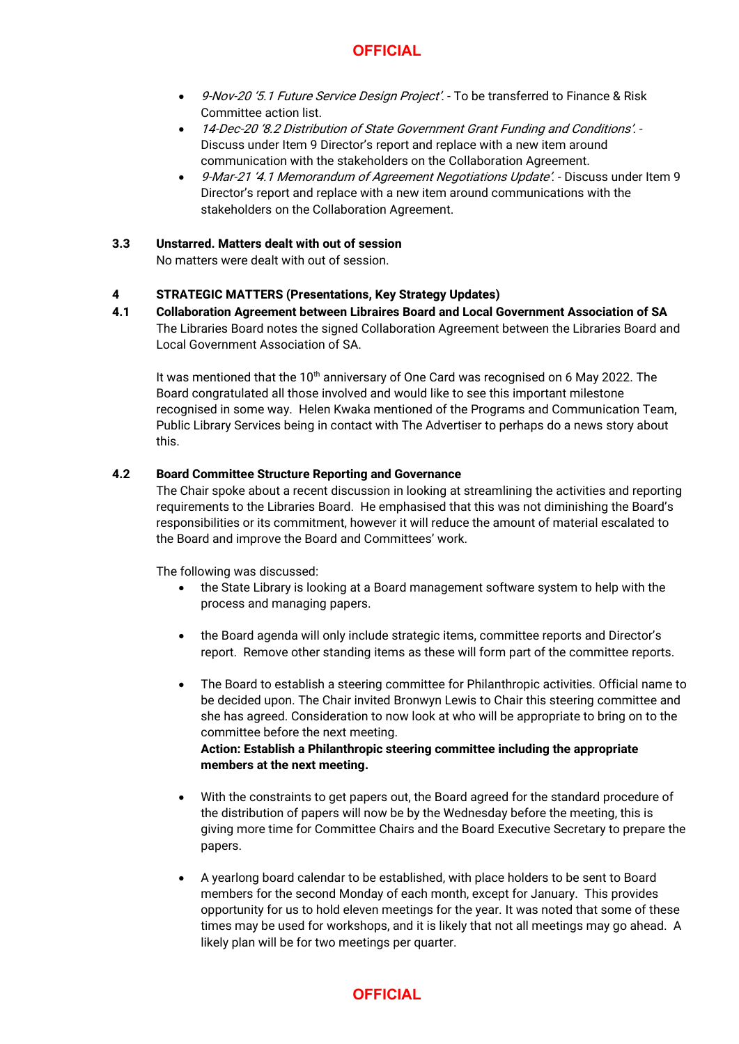- *9-Nov-20 '5.1 Future Service Design Project'.* - To be transferred to Finance & Risk Committee action list.
- *14-Dec-20 '8.2 Distribution of State Government Grant Funding and Conditions'.* - Discuss under Item 9 Director's report and replace with a new item around communication with the stakeholders on the Collaboration Agreement.
- *9-Mar-21 '4.1 Memorandum of Agreement Negotiations Update'.* - Discuss under Item 9 Director's report and replace with a new item around communications with the stakeholders on the Collaboration Agreement.

**3.3 Unstarred. Matters dealt with out of session**

No matters were dealt with out of session.

## 4 STRATEGIC MATTERS (Presentations, Key Strategy Updates)

**4.1 Collaboration Agreement between Libraires Board and Local Government Association of SA**

The Libraries Board notes the signed Collaboration Agreement between the Libraries Board and Local Government Association of SA.

It was mentioned that the 10th anniversary of One Card was recognised on 6 May 2022. The Board congratulated all those involved and would like to see this important milestone recognised in some way. Helen Kwaka mentioned of the Programs and Communication Team, Public Library Services being in contact with The Advertiser to perhaps do a news story about this.

**4.2 Board Committee Structure Reporting and Governance**

The Chair spoke about a recent discussion in looking at streamlining the activities and reporting requirements to the Libraries Board. He emphasised that this was not diminishing the Board's responsibilities or its commitment, however it will reduce the amount of material escalated to the Board and improve the Board and Committees' work.

The following was discussed:

- the State Library is looking at a Board management software system to help with the process and managing papers.
- the Board agenda will only include strategic items, committee reports and Director's report. Remove other standing items as these will form part of the committee reports.
- The Board to establish a steering committee for Philanthropic activities. Official name to be decided upon. The Chair invited Bronwyn Lewis to Chair this steering committee and she has agreed. Consideration to now look at who will be appropriate to bring on to the committee before the next meeting.
  **Action: Establish a Philanthropic steering committee including the appropriate members at the next meeting.**
- With the constraints to get papers out, the Board agreed for the standard procedure of the distribution of papers will now be by the Wednesday before the meeting, this is giving more time for Committee Chairs and the Board Executive Secretary to prepare the papers.
- A yearlong board calendar to be established, with place holders to be sent to Board members for the second Monday of each month, except for January. This provides opportunity for us to hold eleven meetings for the year. It was noted that some of these times may be used for workshops, and it is likely that not all meetings may go ahead. A likely plan will be for two meetings per quarter.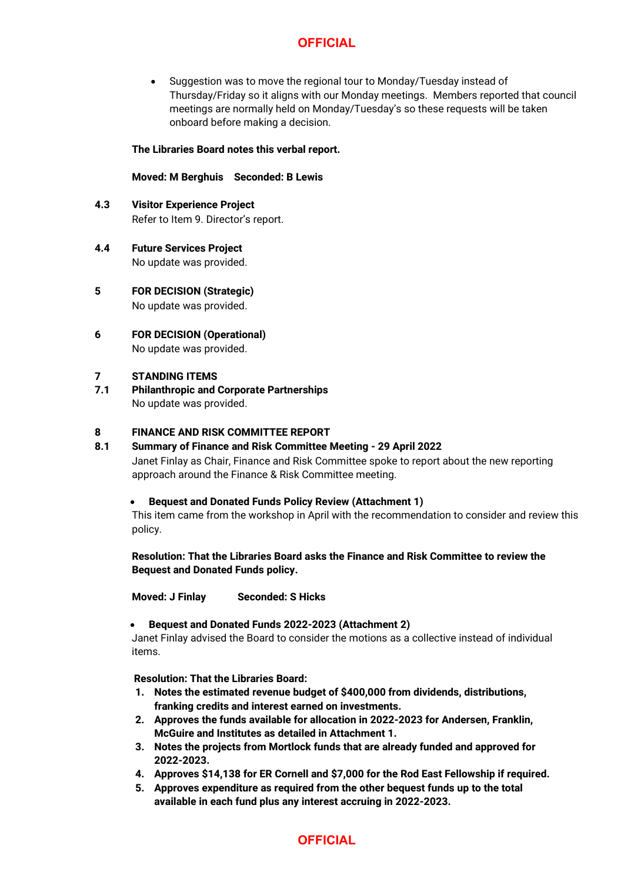- Suggestion was to move the regional tour to Monday/Tuesday instead of Thursday/Friday so it aligns with our Monday meetings. Members reported that council meetings are normally held on Monday/Tuesday's so these requests will be taken onboard before making a decision.

**The Libraries Board notes this verbal report.**

**Moved: M Berghuis Seconded: B Lewis**

**4.3 Visitor Experience Project**

Refer to Item 9. Director's report.

**4.4 Future Services Project**

No update was provided.

**5 FOR DECISION (Strategic)**

No update was provided.

**6 FOR DECISION (Operational)**

No update was provided.

**7 STANDING ITEMS**

**7.1 Philanthropic and Corporate Partnerships**

No update was provided.

**8 FINANCE AND RISK COMMITTEE REPORT**

**8.1 Summary of Finance and Risk Committee Meeting - 29 April 2022**

Janet Finlay as Chair, Finance and Risk Committee spoke to report about the new reporting approach around the Finance & Risk Committee meeting.

- **Bequest and Donated Funds Policy Review (Attachment 1)**

This item came from the workshop in April with the recommendation to consider and review this policy.

**Resolution: That the Libraries Board asks the Finance and Risk Committee to review the Bequest and Donated Funds policy.**

**Moved: J Finlay Seconded: S Hicks**

- **Bequest and Donated Funds 2022-2023 (Attachment 2)**

Janet Finlay advised the Board to consider the motions as a collective instead of individual items.

**Resolution: That the Libraries Board:**

1. **Notes the estimated revenue budget of $400,000 from dividends, distributions, franking credits and interest earned on investments.**
2. **Approves the funds available for allocation in 2022-2023 for Andersen, Franklin, McGuire and Institutes as detailed in Attachment 1.**
3. **Notes the projects from Mortlock funds that are already funded and approved for 2022-2023.**
4. **Approves $14,138 for ER Cornell and $7,000 for the Rod East Fellowship if required.**
5. **Approves expenditure as required from the other bequest funds up to the total available in each fund plus any interest accruing in 2022-2023.**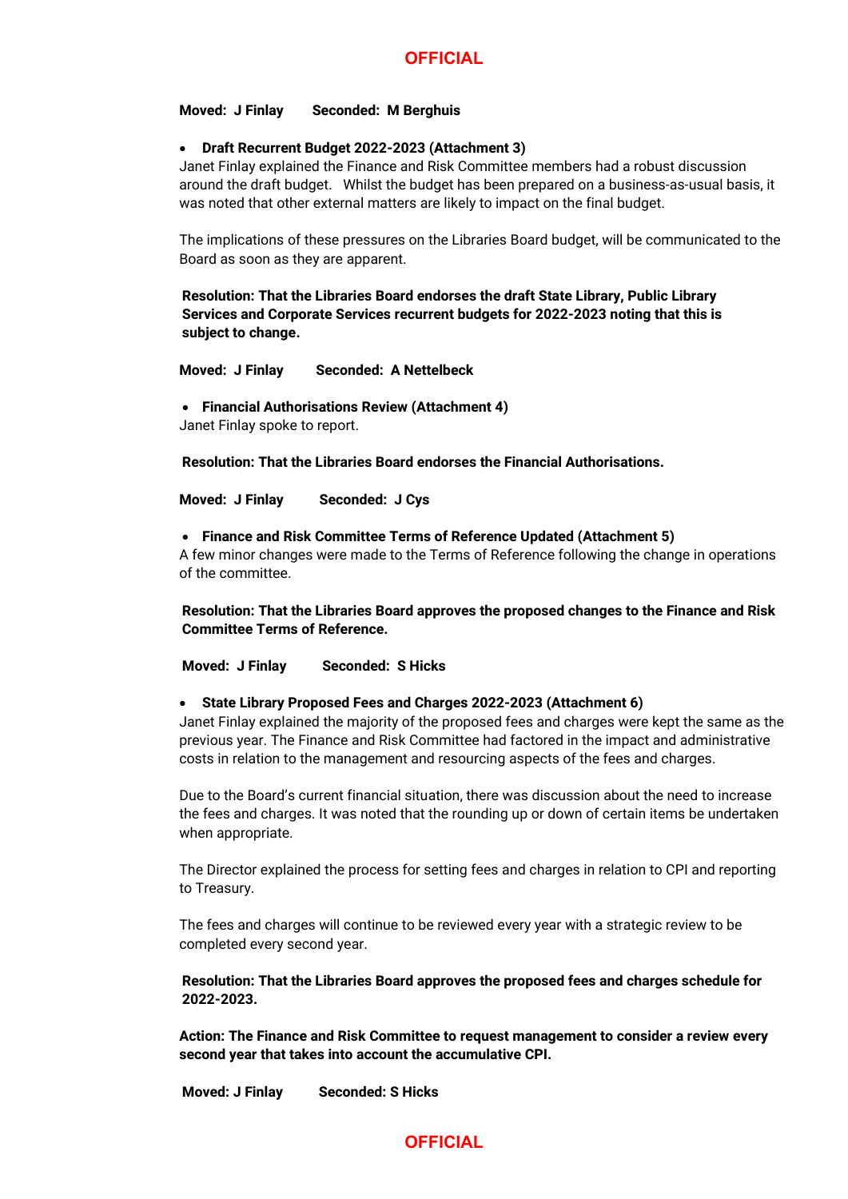**Moved: J Finlay Seconded: M Berghuis**

- **Draft Recurrent Budget 2022-2023 (Attachment 3)**

Janet Finlay explained the Finance and Risk Committee members had a robust discussion around the draft budget. Whilst the budget has been prepared on a business-as-usual basis, it was noted that other external matters are likely to impact on the final budget.

The implications of these pressures on the Libraries Board budget, will be communicated to the Board as soon as they are apparent.

**Resolution: That the Libraries Board endorses the draft State Library, Public Library Services and Corporate Services recurrent budgets for 2022-2023 noting that this is subject to change.**

**Moved: J Finlay Seconded: A Nettelbeck**

- **Financial Authorisations Review (Attachment 4)**

Janet Finlay spoke to report.

**Resolution: That the Libraries Board endorses the Financial Authorisations.**

**Moved: J Finlay Seconded: J Cys**

- **Finance and Risk Committee Terms of Reference Updated (Attachment 5)**

A few minor changes were made to the Terms of Reference following the change in operations of the committee.

**Resolution: That the Libraries Board approves the proposed changes to the Finance and Risk Committee Terms of Reference.**

**Moved: J Finlay Seconded: S Hicks**

- **State Library Proposed Fees and Charges 2022-2023 (Attachment 6)**

Janet Finlay explained the majority of the proposed fees and charges were kept the same as the previous year. The Finance and Risk Committee had factored in the impact and administrative costs in relation to the management and resourcing aspects of the fees and charges.

Due to the Board's current financial situation, there was discussion about the need to increase the fees and charges. It was noted that the rounding up or down of certain items be undertaken when appropriate.

The Director explained the process for setting fees and charges in relation to CPI and reporting to Treasury.

The fees and charges will continue to be reviewed every year with a strategic review to be completed every second year.

**Resolution: That the Libraries Board approves the proposed fees and charges schedule for 2022-2023.**

**Action: The Finance and Risk Committee to request management to consider a review every second year that takes into account the accumulative CPI.**

**Moved: J Finlay Seconded: S Hicks**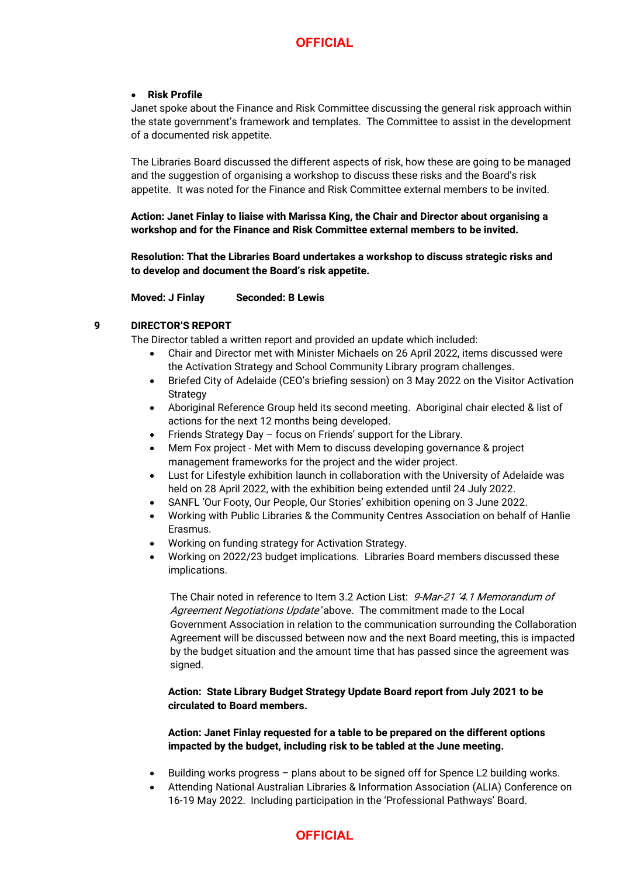- **Risk Profile**

Janet spoke about the Finance and Risk Committee discussing the general risk approach within the state government's framework and templates. The Committee to assist in the development of a documented risk appetite.

The Libraries Board discussed the different aspects of risk, how these are going to be managed and the suggestion of organising a workshop to discuss these risks and the Board's risk appetite. It was noted for the Finance and Risk Committee external members to be invited.

**Action: Janet Finlay to liaise with Marissa King, the Chair and Director about organising a workshop and for the Finance and Risk Committee external members to be invited.**

**Resolution: That the Libraries Board undertakes a workshop to discuss strategic risks and to develop and document the Board's risk appetite.**

**Moved: J Finlay Seconded: B Lewis**

## 9 DIRECTOR'S REPORT

The Director tabled a written report and provided an update which included:

- Chair and Director met with Minister Michaels on 26 April 2022, items discussed were the Activation Strategy and School Community Library program challenges.
- Briefed City of Adelaide (CEO's briefing session) on 3 May 2022 on the Visitor Activation Strategy
- Aboriginal Reference Group held its second meeting. Aboriginal chair elected & list of actions for the next 12 months being developed.
- Friends Strategy Day – focus on Friends' support for the Library.
- Mem Fox project - Met with Mem to discuss developing governance & project management frameworks for the project and the wider project.
- Lust for Lifestyle exhibition launch in collaboration with the University of Adelaide was held on 28 April 2022, with the exhibition being extended until 24 July 2022.
- SANFL 'Our Footy, Our People, Our Stories' exhibition opening on 3 June 2022.
- Working with Public Libraries & the Community Centres Association on behalf of Hanlie Erasmus.
- Working on funding strategy for Activation Strategy.
- Working on 2022/23 budget implications. Libraries Board members discussed these implications.

The Chair noted in reference to Item 3.2 Action List: *9-Mar-21 '4.1 Memorandum of Agreement Negotiations Update'* above. The commitment made to the Local Government Association in relation to the communication surrounding the Collaboration Agreement will be discussed between now and the next Board meeting, this is impacted by the budget situation and the amount time that has passed since the agreement was signed.

**Action: State Library Budget Strategy Update Board report from July 2021 to be circulated to Board members.**

**Action: Janet Finlay requested for a table to be prepared on the different options impacted by the budget, including risk to be tabled at the June meeting.**

- Building works progress – plans about to be signed off for Spence L2 building works.
- Attending National Australian Libraries & Information Association (ALIA) Conference on 16-19 May 2022. Including participation in the 'Professional Pathways' Board.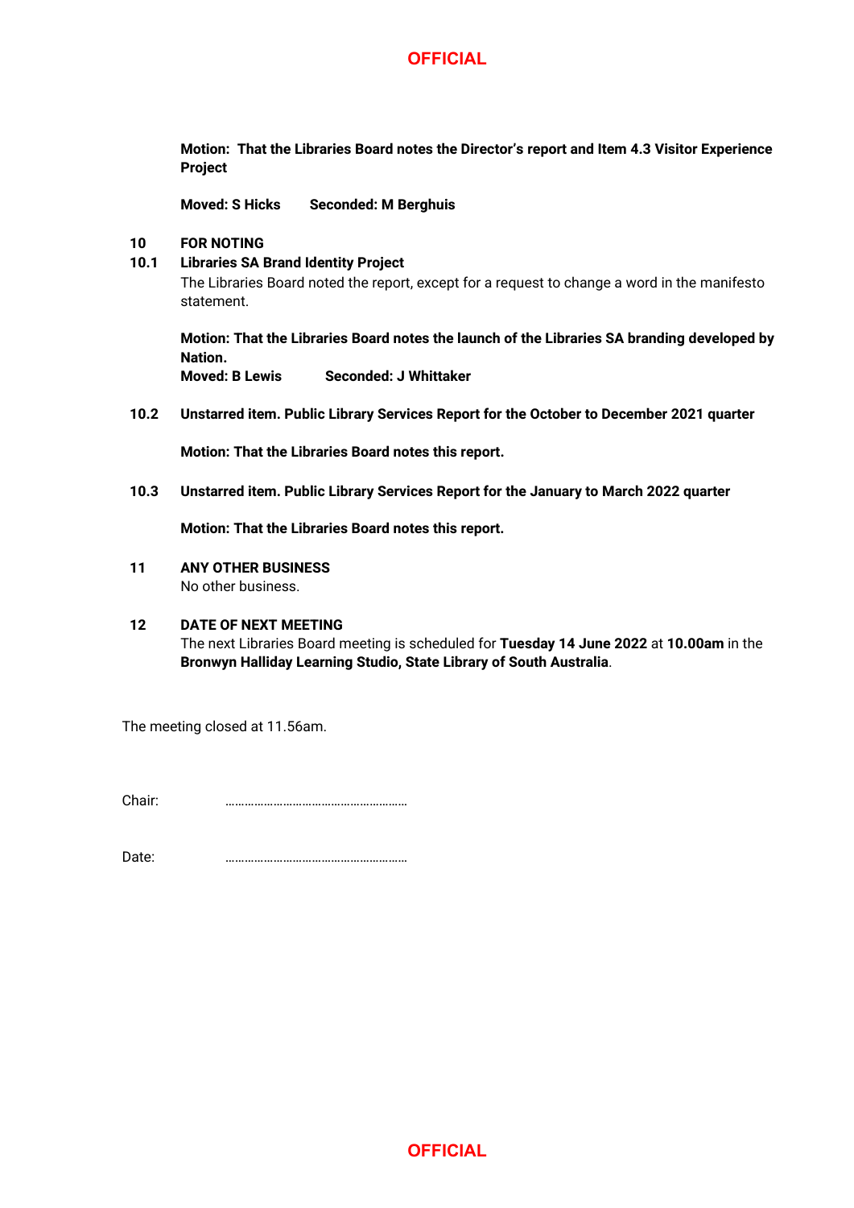**Motion: That the Libraries Board notes the Director's report and Item 4.3 Visitor Experience Project**

**Moved: S Hicks Seconded: M Berghuis**

**10 FOR NOTING**

**10.1 Libraries SA Brand Identity Project**

The Libraries Board noted the report, except for a request to change a word in the manifesto statement.

**Motion: That the Libraries Board notes the launch of the Libraries SA branding developed by Nation.**
**Moved: B Lewis Seconded: J Whittaker**

**10.2 Unstarred item. Public Library Services Report for the October to December 2021 quarter**

**Motion: That the Libraries Board notes this report.**

**10.3 Unstarred item. Public Library Services Report for the January to March 2022 quarter**

**Motion: That the Libraries Board notes this report.**

**11 ANY OTHER BUSINESS**

No other business.

**12 DATE OF NEXT MEETING**

The next Libraries Board meeting is scheduled for **Tuesday 14 June 2022** at **10.00am** in the **Bronwyn Halliday Learning Studio, State Library of South Australia**.

The meeting closed at 11.56am.

Chair: ………………………………………………

Date: ………………………………………………